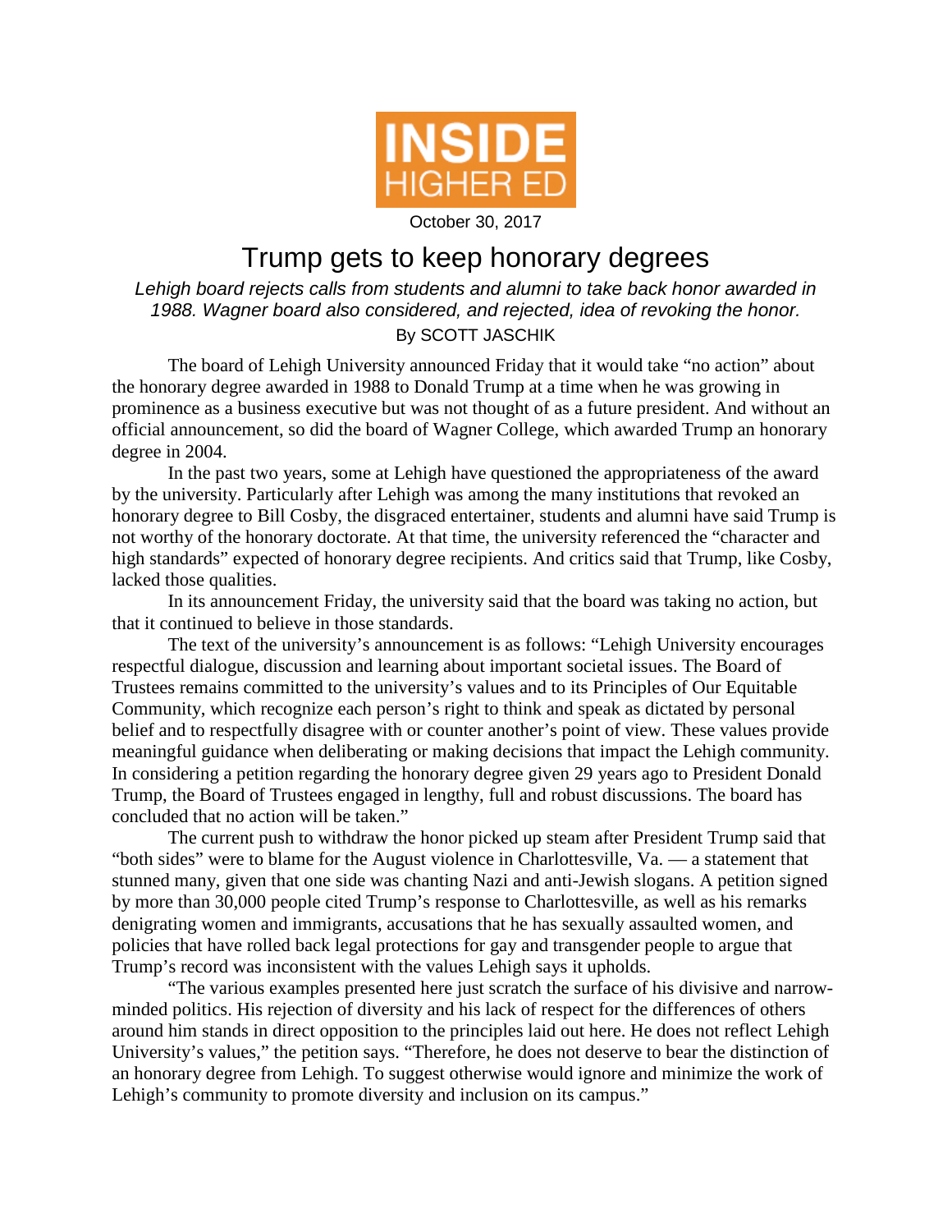INSIDE HIGHER ED

October 30, 2017

# Trump gets to keep honorary degrees

*Lehigh board rejects calls from students and alumni to take back honor awarded in 1988. Wagner board also considered, and rejected, idea of revoking the honor.*

By SCOTT JASCHIK

The board of Lehigh University announced Friday that it would take "no action" about the honorary degree awarded in 1988 to Donald Trump at a time when he was growing in prominence as a business executive but was not thought of as a future president. And without an official announcement, so did the board of Wagner College, which awarded Trump an honorary degree in 2004.

In the past two years, some at Lehigh have questioned the appropriateness of the award by the university. Particularly after Lehigh was among the many institutions that revoked an honorary degree to Bill Cosby, the disgraced entertainer, students and alumni have said Trump is not worthy of the honorary doctorate. At that time, the university referenced the "character and high standards" expected of honorary degree recipients. And critics said that Trump, like Cosby, lacked those qualities.

In its announcement Friday, the university said that the board was taking no action, but that it continued to believe in those standards.

The text of the university's announcement is as follows: "Lehigh University encourages respectful dialogue, discussion and learning about important societal issues. The Board of Trustees remains committed to the university's values and to its Principles of Our Equitable Community, which recognize each person's right to think and speak as dictated by personal belief and to respectfully disagree with or counter another's point of view. These values provide meaningful guidance when deliberating or making decisions that impact the Lehigh community. In considering a petition regarding the honorary degree given 29 years ago to President Donald Trump, the Board of Trustees engaged in lengthy, full and robust discussions. The board has concluded that no action will be taken."

The current push to withdraw the honor picked up steam after President Trump said that "both sides" were to blame for the August violence in Charlottesville, Va. — a statement that stunned many, given that one side was chanting Nazi and anti-Jewish slogans. A petition signed by more than 30,000 people cited Trump's response to Charlottesville, as well as his remarks denigrating women and immigrants, accusations that he has sexually assaulted women, and policies that have rolled back legal protections for gay and transgender people to argue that Trump's record was inconsistent with the values Lehigh says it upholds.

"The various examples presented here just scratch the surface of his divisive and narrow-minded politics. His rejection of diversity and his lack of respect for the differences of others around him stands in direct opposition to the principles laid out here. He does not reflect Lehigh University's values," the petition says. "Therefore, he does not deserve to bear the distinction of an honorary degree from Lehigh. To suggest otherwise would ignore and minimize the work of Lehigh's community to promote diversity and inclusion on its campus."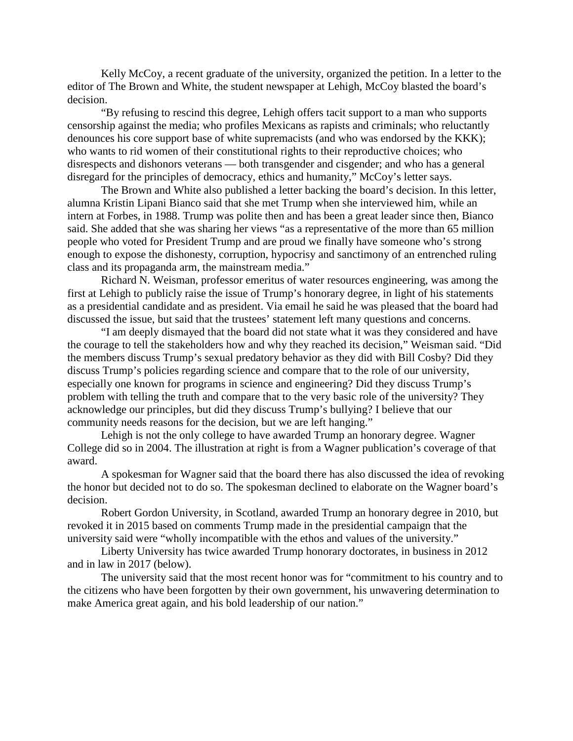Kelly McCoy, a recent graduate of the university, organized the petition. In a letter to the editor of The Brown and White, the student newspaper at Lehigh, McCoy blasted the board's decision.

"By refusing to rescind this degree, Lehigh offers tacit support to a man who supports censorship against the media; who profiles Mexicans as rapists and criminals; who reluctantly denounces his core support base of white supremacists (and who was endorsed by the KKK); who wants to rid women of their constitutional rights to their reproductive choices; who disrespects and dishonors veterans — both transgender and cisgender; and who has a general disregard for the principles of democracy, ethics and humanity," McCoy's letter says.

The Brown and White also published a letter backing the board's decision. In this letter, alumna Kristin Lipani Bianco said that she met Trump when she interviewed him, while an intern at Forbes, in 1988. Trump was polite then and has been a great leader since then, Bianco said. She added that she was sharing her views "as a representative of the more than 65 million people who voted for President Trump and are proud we finally have someone who's strong enough to expose the dishonesty, corruption, hypocrisy and sanctimony of an entrenched ruling class and its propaganda arm, the mainstream media."

Richard N. Weisman, professor emeritus of water resources engineering, was among the first at Lehigh to publicly raise the issue of Trump's honorary degree, in light of his statements as a presidential candidate and as president. Via email he said he was pleased that the board had discussed the issue, but said that the trustees' statement left many questions and concerns.

"I am deeply dismayed that the board did not state what it was they considered and have the courage to tell the stakeholders how and why they reached its decision," Weisman said. "Did the members discuss Trump's sexual predatory behavior as they did with Bill Cosby? Did they discuss Trump's policies regarding science and compare that to the role of our university, especially one known for programs in science and engineering? Did they discuss Trump's problem with telling the truth and compare that to the very basic role of the university? They acknowledge our principles, but did they discuss Trump's bullying? I believe that our community needs reasons for the decision, but we are left hanging."

Lehigh is not the only college to have awarded Trump an honorary degree. Wagner College did so in 2004. The illustration at right is from a Wagner publication's coverage of that award.

A spokesman for Wagner said that the board there has also discussed the idea of revoking the honor but decided not to do so. The spokesman declined to elaborate on the Wagner board's decision.

Robert Gordon University, in Scotland, awarded Trump an honorary degree in 2010, but revoked it in 2015 based on comments Trump made in the presidential campaign that the university said were "wholly incompatible with the ethos and values of the university."

Liberty University has twice awarded Trump honorary doctorates, in business in 2012 and in law in 2017 (below).

The university said that the most recent honor was for "commitment to his country and to the citizens who have been forgotten by their own government, his unwavering determination to make America great again, and his bold leadership of our nation."